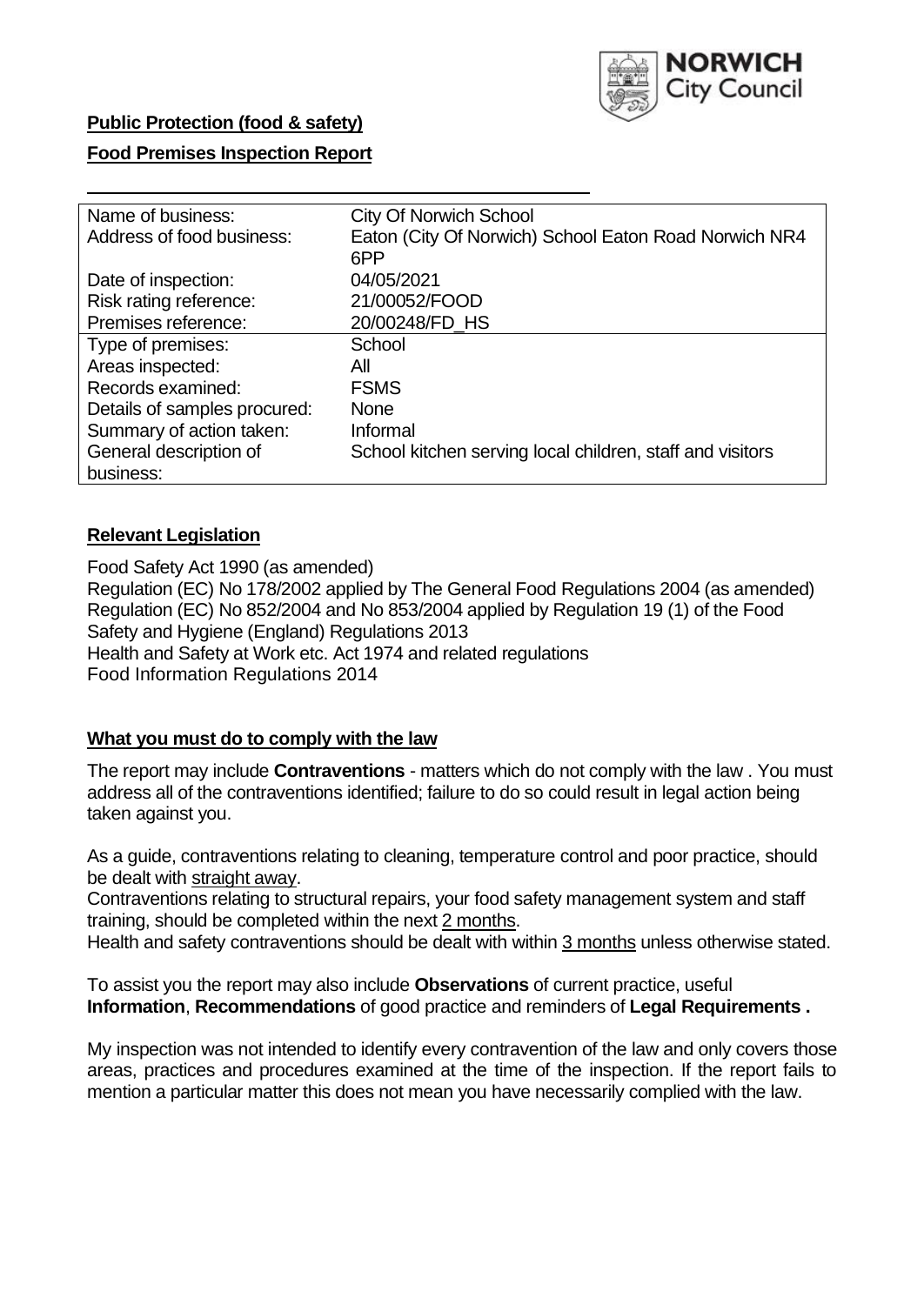**Public Protection (food & safety)**

**Food Premises Inspection Report**

| | |
|---|---|
| Name of business: | City Of Norwich School |
| Address of food business: | Eaton (City Of Norwich) School Eaton Road Norwich NR4 6PP |
| Date of inspection: | 04/05/2021 |
| Risk rating reference: | 21/00052/FOOD |
| Premises reference: | 20/00248/FD_HS |
| Type of premises: | School |
| Areas inspected: | All |
| Records examined: | FSMS |
| Details of samples procured: | None |
| Summary of action taken: | Informal |
| General description of business: | School kitchen serving local children, staff and visitors |

## Relevant Legislation

Food Safety Act 1990 (as amended)
Regulation (EC) No 178/2002 applied by The General Food Regulations 2004 (as amended)
Regulation (EC) No 852/2004 and No 853/2004 applied by Regulation 19 (1) of the Food Safety and Hygiene (England) Regulations 2013
Health and Safety at Work etc. Act 1974 and related regulations
Food Information Regulations 2014

## What you must do to comply with the law

The report may include **Contraventions** - matters which do not comply with the law . You must address all of the contraventions identified; failure to do so could result in legal action being taken against you.

As a guide, contraventions relating to cleaning, temperature control and poor practice, should be dealt with straight away.
Contraventions relating to structural repairs, your food safety management system and staff training, should be completed within the next 2 months.
Health and safety contraventions should be dealt with within 3 months unless otherwise stated.

To assist you the report may also include **Observations** of current practice, useful **Information**, **Recommendations** of good practice and reminders of **Legal Requirements .**

My inspection was not intended to identify every contravention of the law and only covers those areas, practices and procedures examined at the time of the inspection. If the report fails to mention a particular matter this does not mean you have necessarily complied with the law.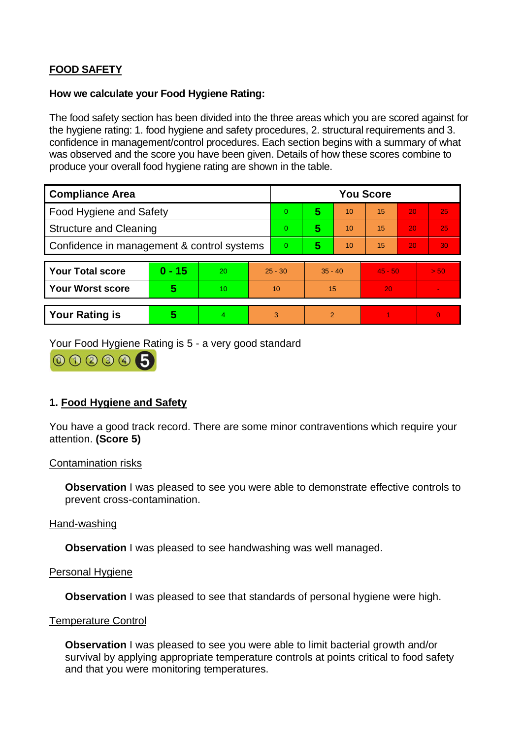**FOOD SAFETY**

**How we calculate your Food Hygiene Rating:**

The food safety section has been divided into the three areas which you are scored against for the hygiene rating: 1. food hygiene and safety procedures, 2. structural requirements and 3. confidence in management/control procedures. Each section begins with a summary of what was observed and the score you have been given. Details of how these scores combine to produce your overall food hygiene rating are shown in the table.

| Compliance Area | You Score | | | | | |
|---|---|---|---|---|---|---|
| Food Hygiene and Safety | 0 | **5** | 10 | 15 | 20 | 25 |
| Structure and Cleaning | 0 | **5** | 10 | 15 | 20 | 25 |
| Confidence in management & control systems | 0 | **5** | 10 | 15 | 20 | 30 |

| | | | | | | |
|---|---|---|---|---|---|---|
| **Your Total score** | **0 - 15** | 20 | 25 - 30 | 35 - 40 | 45 - 50 | > 50 |
| **Your Worst score** | **5** | 10 | 10 | 15 | 20 | - |
| **Your Rating is** | **5** | 4 | 3 | 2 | 1 | 0 |

Your Food Hygiene Rating is 5 - a very good standard

## 1. Food Hygiene and Safety

You have a good track record. There are some minor contraventions which require your attention. **(Score 5)**

Contamination risks

**Observation** I was pleased to see you were able to demonstrate effective controls to prevent cross-contamination.

Hand-washing

**Observation** I was pleased to see handwashing was well managed.

Personal Hygiene

**Observation** I was pleased to see that standards of personal hygiene were high.

Temperature Control

**Observation** I was pleased to see you were able to limit bacterial growth and/or survival by applying appropriate temperature controls at points critical to food safety and that you were monitoring temperatures.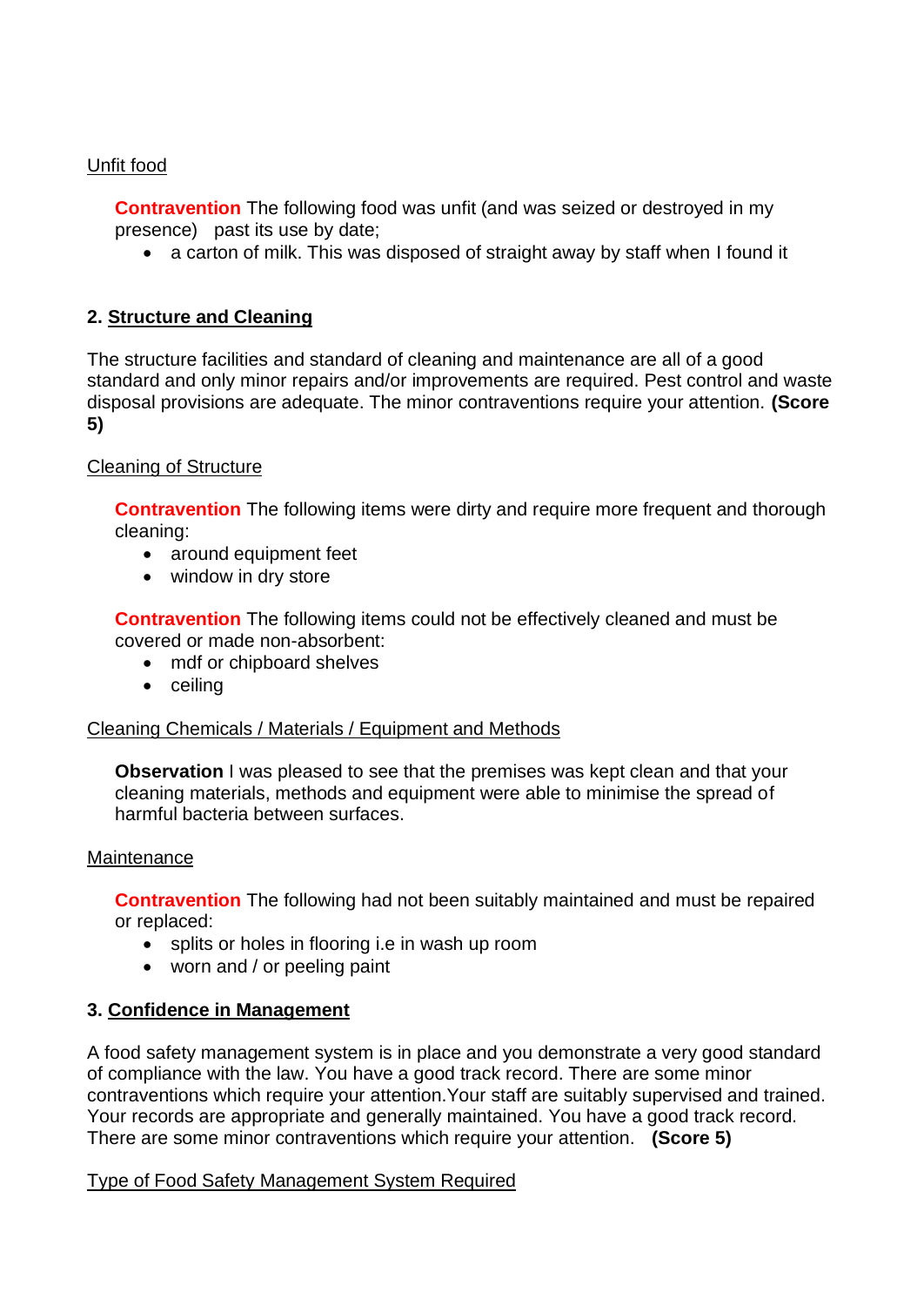Unfit food

**Contravention** The following food was unfit (and was seized or destroyed in my presence) past its use by date;

- a carton of milk. This was disposed of straight away by staff when I found it

## 2. Structure and Cleaning

The structure facilities and standard of cleaning and maintenance are all of a good standard and only minor repairs and/or improvements are required. Pest control and waste disposal provisions are adequate. The minor contraventions require your attention. **(Score 5)**

Cleaning of Structure

**Contravention** The following items were dirty and require more frequent and thorough cleaning:

- around equipment feet
- window in dry store

**Contravention** The following items could not be effectively cleaned and must be covered or made non-absorbent:

- mdf or chipboard shelves
- ceiling

Cleaning Chemicals / Materials / Equipment and Methods

**Observation** I was pleased to see that the premises was kept clean and that your cleaning materials, methods and equipment were able to minimise the spread of harmful bacteria between surfaces.

Maintenance

**Contravention** The following had not been suitably maintained and must be repaired or replaced:

- splits or holes in flooring i.e in wash up room
- worn and / or peeling paint

## 3. Confidence in Management

A food safety management system is in place and you demonstrate a very good standard of compliance with the law. You have a good track record. There are some minor contraventions which require your attention.Your staff are suitably supervised and trained. Your records are appropriate and generally maintained. You have a good track record. There are some minor contraventions which require your attention. **(Score 5)**

Type of Food Safety Management System Required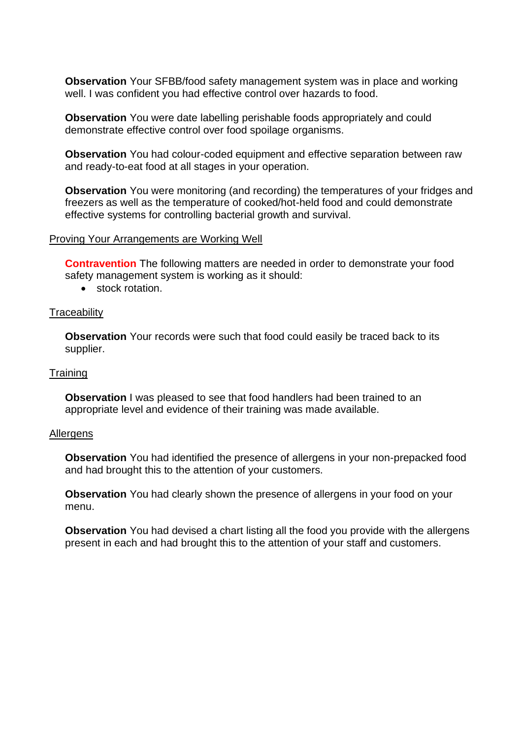**Observation** Your SFBB/food safety management system was in place and working well. I was confident you had effective control over hazards to food.

**Observation** You were date labelling perishable foods appropriately and could demonstrate effective control over food spoilage organisms.

**Observation** You had colour-coded equipment and effective separation between raw and ready-to-eat food at all stages in your operation.

**Observation** You were monitoring (and recording) the temperatures of your fridges and freezers as well as the temperature of cooked/hot-held food and could demonstrate effective systems for controlling bacterial growth and survival.

Proving Your Arrangements are Working Well

**Contravention** The following matters are needed in order to demonstrate your food safety management system is working as it should:

- stock rotation.

Traceability

**Observation** Your records were such that food could easily be traced back to its supplier.

Training

**Observation** I was pleased to see that food handlers had been trained to an appropriate level and evidence of their training was made available.

Allergens

**Observation** You had identified the presence of allergens in your non-prepacked food and had brought this to the attention of your customers.

**Observation** You had clearly shown the presence of allergens in your food on your menu.

**Observation** You had devised a chart listing all the food you provide with the allergens present in each and had brought this to the attention of your staff and customers.